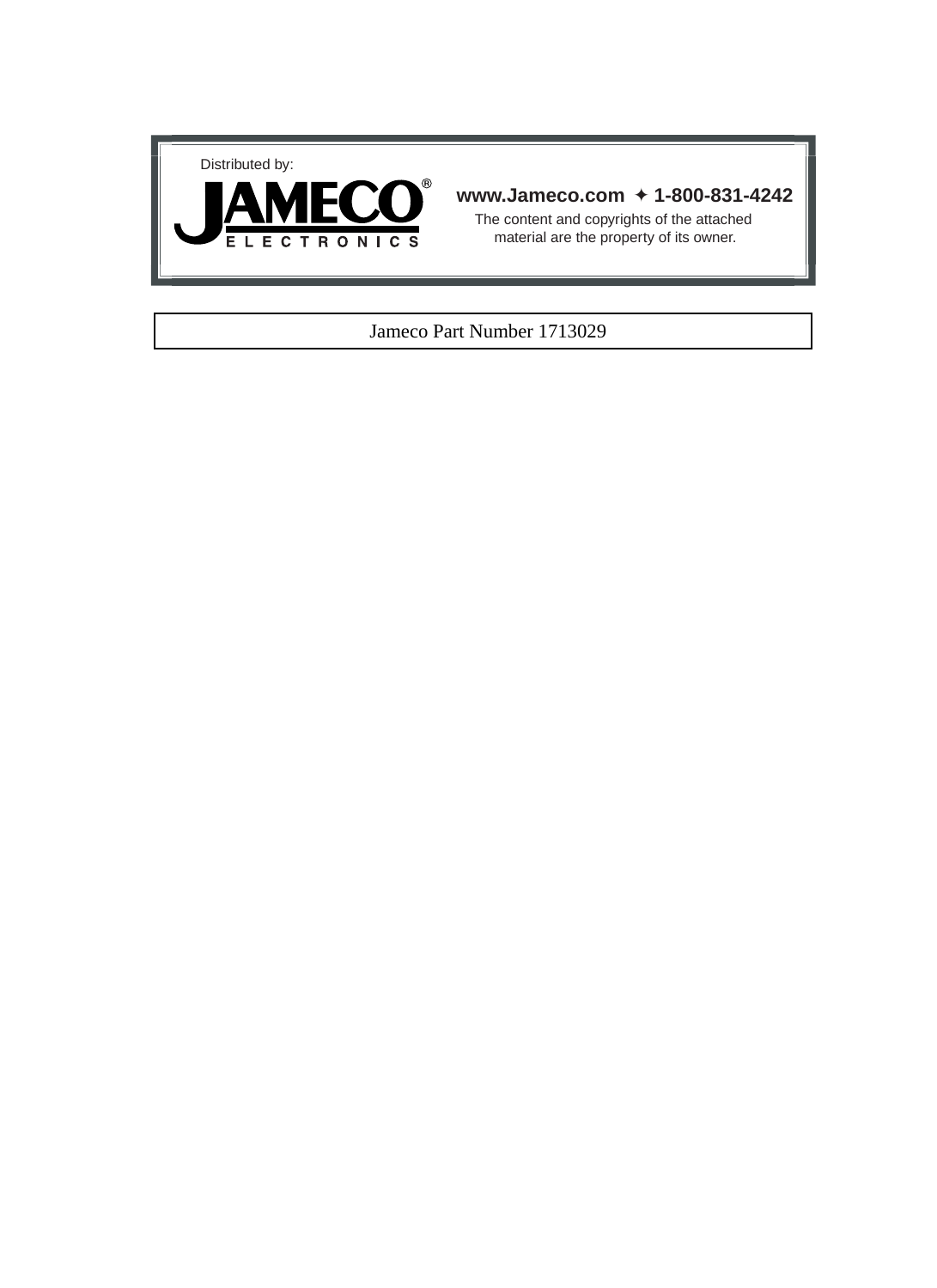Distributed by:

**JAMECO®**
ELECTRONICS

**www.Jameco.com ✦ 1-800-831-4242**

The content and copyrights of the attached material are the property of its owner.

Jameco Part Number 1713029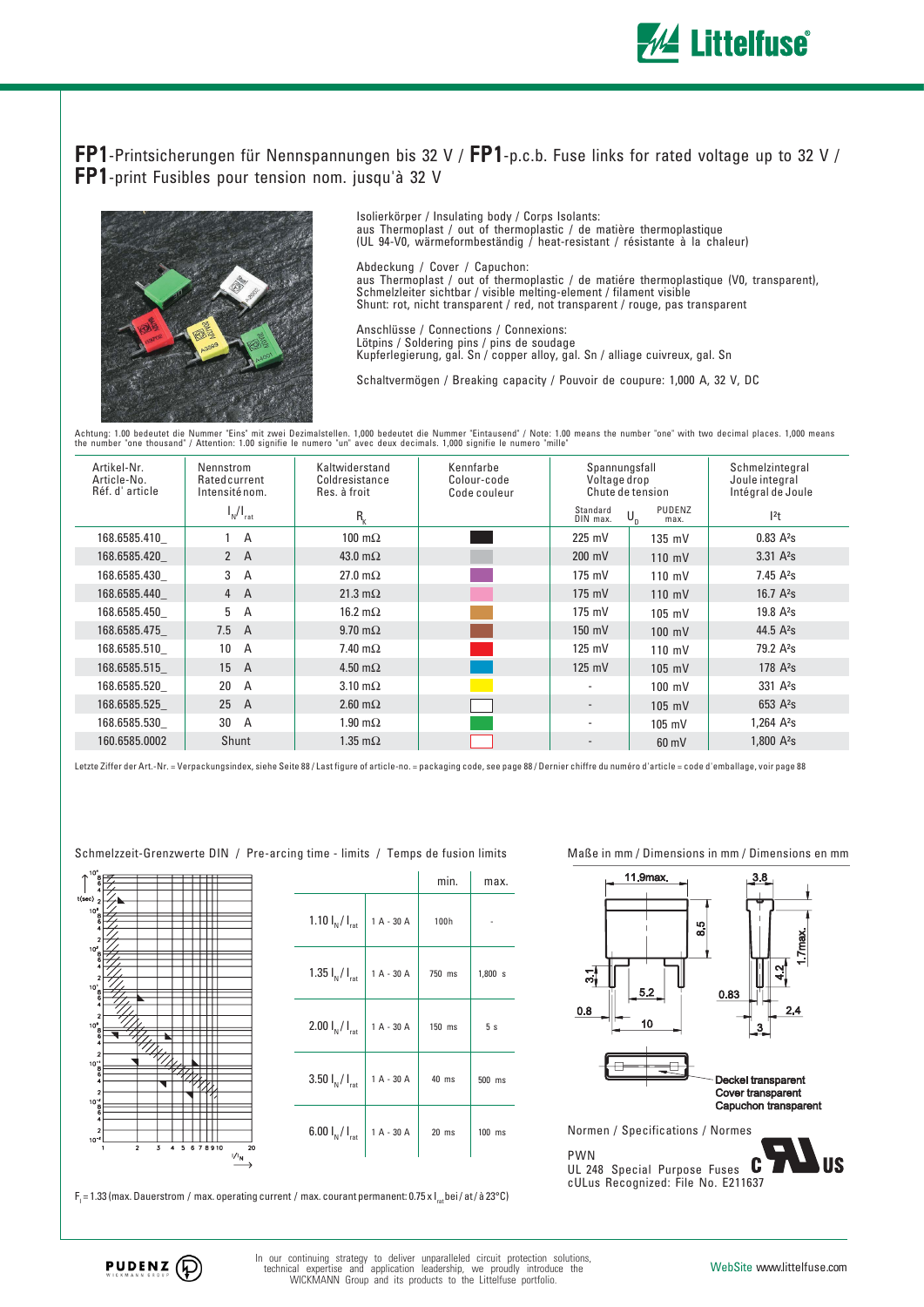# FP1-Printsicherungen für Nennspannungen bis 32 V / FP1-p.c.b. Fuse links for rated voltage up to 32 V / FP1-print Fusibles pour tension nom. jusqu'à 32 V

Isolierkörper / Insulating body / Corps Isolants:
aus Thermoplast / out of thermoplastic / de matière thermoplastique
(UL 94-V0, wärmeformbeständig / heat-resistant / résistante à la chaleur)

Abdeckung / Cover / Capuchon:
aus Thermoplast / out of thermoplastic / de matiére thermoplastique (V0, transparent),
Schmelzleiter sichtbar / visible melting-element / filament visible
Shunt: rot, nicht transparent / red, not transparent / rouge, pas transparent

Anschlüsse / Connections / Connexions:
Lötpins / Soldering pins / pins de soudage
Kupferlegierung, gal. Sn / copper alloy, gal. Sn / alliage cuivreux, gal. Sn

Schaltvermögen / Breaking capacity / Pouvoir de coupure: 1,000 A, 32 V, DC

Achtung: 1.00 bedeutet die Nummer "Eins" mit zwei Dezimalstellen. 1,000 bedeutet die Nummer "Eintausend" / Note: 1.00 means the number "one" with two decimal places. 1,000 means the number "one thousand" / Attention: 1.00 signifie le numero "un" avec deux decimals. 1,000 signifie le numero "mille"

| Artikel-Nr. Article-No. Réf. d' article | Nennstrom Rated current Intensité nom. | Kaltwiderstand Coldresistance Res. à froit | Kennfarbe Colour-code Code couleur | Spannungsfall Voltage drop Chute de tension | | Schmelzintegral Joule integral Intégral de Joule |
|---|---|---|---|---|---|---|
| | $I_N/I_{rat}$ | $R_K$ | | Standard DIN max. $U_D$ | PUDENZ max. | $I^2t$ |
| 168.6585.410_ | 1 A | 100 mΩ | | 225 mV | 135 mV | 0.83 A²s |
| 168.6585.420_ | 2 A | 43.0 mΩ | | 200 mV | 110 mV | 3.31 A²s |
| 168.6585.430_ | 3 A | 27.0 mΩ | | 175 mV | 110 mV | 7.45 A²s |
| 168.6585.440_ | 4 A | 21.3 mΩ | | 175 mV | 110 mV | 16.7 A²s |
| 168.6585.450_ | 5 A | 16.2 mΩ | | 175 mV | 105 mV | 19.8 A²s |
| 168.6585.475_ | 7.5 A | 9.70 mΩ | | 150 mV | 100 mV | 44.5 A²s |
| 168.6585.510_ | 10 A | 7.40 mΩ | | 125 mV | 110 mV | 79.2 A²s |
| 168.6585.515_ | 15 A | 4.50 mΩ | | 125 mV | 105 mV | 178 A²s |
| 168.6585.520_ | 20 A | 3.10 mΩ | | - | 100 mV | 331 A²s |
| 168.6585.525_ | 25 A | 2.60 mΩ | | - | 105 mV | 653 A²s |
| 168.6585.530_ | 30 A | 1.90 mΩ | | - | 105 mV | 1,264 A²s |
| 160.6585.0002 | Shunt | 1.35 mΩ | | - | 60 mV | 1,800 A²s |

Letzte Ziffer der Art.-Nr. = Verpackungsindex, siehe Seite 88 / Last figure of article-no. = packaging code, see page 88 / Dernier chiffre du numéro d'article = code d'emballage, voir page 88

## Schmelzzeit-Grenzwerte DIN / Pre-arcing time - limits / Temps de fusion limits

t(sec)
$I/I_N$

| | | min. | max. |
|---|---|---|---|
| $1.10\ I_N/I_{rat}$ | 1 A - 30 A | 100h | - |
| $1.35\ I_N/I_{rat}$ | 1 A - 30 A | 750 ms | 1,800 s |
| $2.00\ I_N/I_{rat}$ | 1 A - 30 A | 150 ms | 5 s |
| $3.50\ I_N/I_{rat}$ | 1 A - 30 A | 40 ms | 500 ms |
| $6.00\ I_N/I_{rat}$ | 1 A - 30 A | 20 ms | 100 ms |

$F_i$ = 1.33 (max. Dauerstrom / max. operating current / max. courant permanent: $0.75 \times I_{rat}$ bei / at / à 23°C)

## Maße in mm / Dimensions in mm / Dimensions en mm

11.9max. 3.8 8.5 1.7max. 3.1 5.2 4.2 0.83 0.8 10 2.4 3

Deckel transparent
Cover transparent
Capuchon transparent

## Normen / Specifications / Normes

PWN
UL 248 Special Purpose Fuses
cULus Recognized: File No. E211637

In our continuing strategy to deliver unparalleled circuit protection solutions, technical expertise and application leadership, we proudly introduce the WICKMANN Group and its products to the Littelfuse portfolio.

WebSite www.littelfuse.com